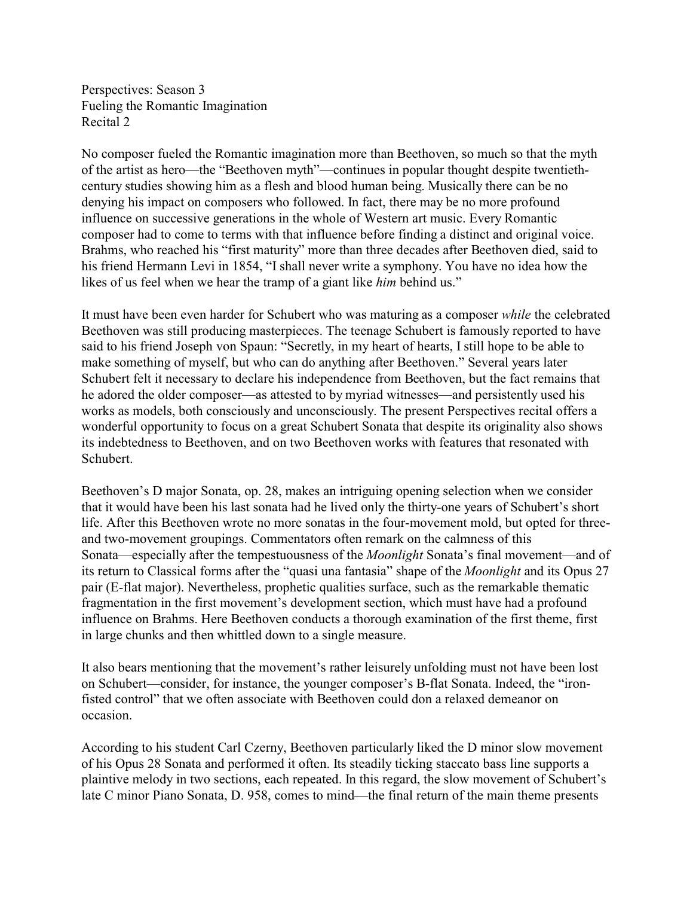Perspectives: Season 3
Fueling the Romantic Imagination
Recital 2

No composer fueled the Romantic imagination more than Beethoven, so much so that the myth of the artist as hero—the "Beethoven myth"—continues in popular thought despite twentieth-century studies showing him as a flesh and blood human being. Musically there can be no denying his impact on composers who followed. In fact, there may be no more profound influence on successive generations in the whole of Western art music. Every Romantic composer had to come to terms with that influence before finding a distinct and original voice. Brahms, who reached his "first maturity" more than three decades after Beethoven died, said to his friend Hermann Levi in 1854, "I shall never write a symphony. You have no idea how the likes of us feel when we hear the tramp of a giant like *him* behind us."

It must have been even harder for Schubert who was maturing as a composer *while* the celebrated Beethoven was still producing masterpieces. The teenage Schubert is famously reported to have said to his friend Joseph von Spaun: "Secretly, in my heart of hearts, I still hope to be able to make something of myself, but who can do anything after Beethoven." Several years later Schubert felt it necessary to declare his independence from Beethoven, but the fact remains that he adored the older composer—as attested to by myriad witnesses—and persistently used his works as models, both consciously and unconsciously. The present Perspectives recital offers a wonderful opportunity to focus on a great Schubert Sonata that despite its originality also shows its indebtedness to Beethoven, and on two Beethoven works with features that resonated with Schubert.

Beethoven's D major Sonata, op. 28, makes an intriguing opening selection when we consider that it would have been his last sonata had he lived only the thirty-one years of Schubert's short life. After this Beethoven wrote no more sonatas in the four-movement mold, but opted for three- and two-movement groupings. Commentators often remark on the calmness of this Sonata—especially after the tempestuousness of the *Moonlight* Sonata's final movement—and of its return to Classical forms after the "quasi una fantasia" shape of the *Moonlight* and its Opus 27 pair (E-flat major). Nevertheless, prophetic qualities surface, such as the remarkable thematic fragmentation in the first movement's development section, which must have had a profound influence on Brahms. Here Beethoven conducts a thorough examination of the first theme, first in large chunks and then whittled down to a single measure.

It also bears mentioning that the movement's rather leisurely unfolding must not have been lost on Schubert—consider, for instance, the younger composer's B-flat Sonata. Indeed, the "iron-fisted control" that we often associate with Beethoven could don a relaxed demeanor on occasion.

According to his student Carl Czerny, Beethoven particularly liked the D minor slow movement of his Opus 28 Sonata and performed it often. Its steadily ticking staccato bass line supports a plaintive melody in two sections, each repeated. In this regard, the slow movement of Schubert's late C minor Piano Sonata, D. 958, comes to mind—the final return of the main theme presents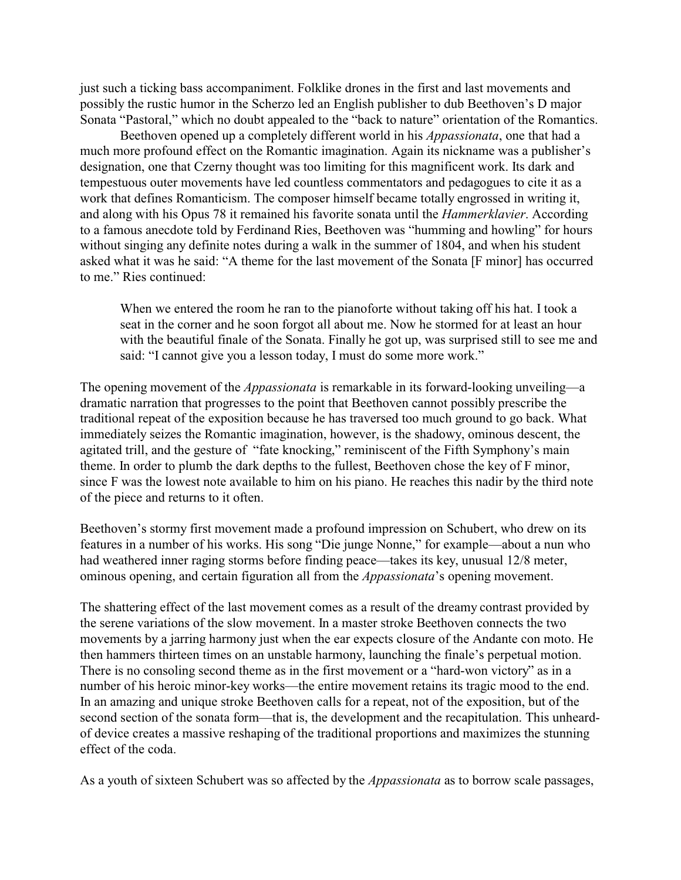just such a ticking bass accompaniment. Folklike drones in the first and last movements and possibly the rustic humor in the Scherzo led an English publisher to dub Beethoven's D major Sonata "Pastoral," which no doubt appealed to the "back to nature" orientation of the Romantics.

Beethoven opened up a completely different world in his *Appassionata*, one that had a much more profound effect on the Romantic imagination. Again its nickname was a publisher's designation, one that Czerny thought was too limiting for this magnificent work. Its dark and tempestuous outer movements have led countless commentators and pedagogues to cite it as a work that defines Romanticism. The composer himself became totally engrossed in writing it, and along with his Opus 78 it remained his favorite sonata until the *Hammerklavier*. According to a famous anecdote told by Ferdinand Ries, Beethoven was "humming and howling" for hours without singing any definite notes during a walk in the summer of 1804, and when his student asked what it was he said: "A theme for the last movement of the Sonata [F minor] has occurred to me." Ries continued:

> When we entered the room he ran to the pianoforte without taking off his hat. I took a seat in the corner and he soon forgot all about me. Now he stormed for at least an hour with the beautiful finale of the Sonata. Finally he got up, was surprised still to see me and said: "I cannot give you a lesson today, I must do some more work."

The opening movement of the *Appassionata* is remarkable in its forward-looking unveiling—a dramatic narration that progresses to the point that Beethoven cannot possibly prescribe the traditional repeat of the exposition because he has traversed too much ground to go back. What immediately seizes the Romantic imagination, however, is the shadowy, ominous descent, the agitated trill, and the gesture of "fate knocking," reminiscent of the Fifth Symphony's main theme. In order to plumb the dark depths to the fullest, Beethoven chose the key of F minor, since F was the lowest note available to him on his piano. He reaches this nadir by the third note of the piece and returns to it often.

Beethoven's stormy first movement made a profound impression on Schubert, who drew on its features in a number of his works. His song "Die junge Nonne," for example—about a nun who had weathered inner raging storms before finding peace—takes its key, unusual 12/8 meter, ominous opening, and certain figuration all from the *Appassionata*'s opening movement.

The shattering effect of the last movement comes as a result of the dreamy contrast provided by the serene variations of the slow movement. In a master stroke Beethoven connects the two movements by a jarring harmony just when the ear expects closure of the Andante con moto. He then hammers thirteen times on an unstable harmony, launching the finale's perpetual motion. There is no consoling second theme as in the first movement or a "hard-won victory" as in a number of his heroic minor-key works—the entire movement retains its tragic mood to the end. In an amazing and unique stroke Beethoven calls for a repeat, not of the exposition, but of the second section of the sonata form—that is, the development and the recapitulation. This unheard-of device creates a massive reshaping of the traditional proportions and maximizes the stunning effect of the coda.

As a youth of sixteen Schubert was so affected by the *Appassionata* as to borrow scale passages,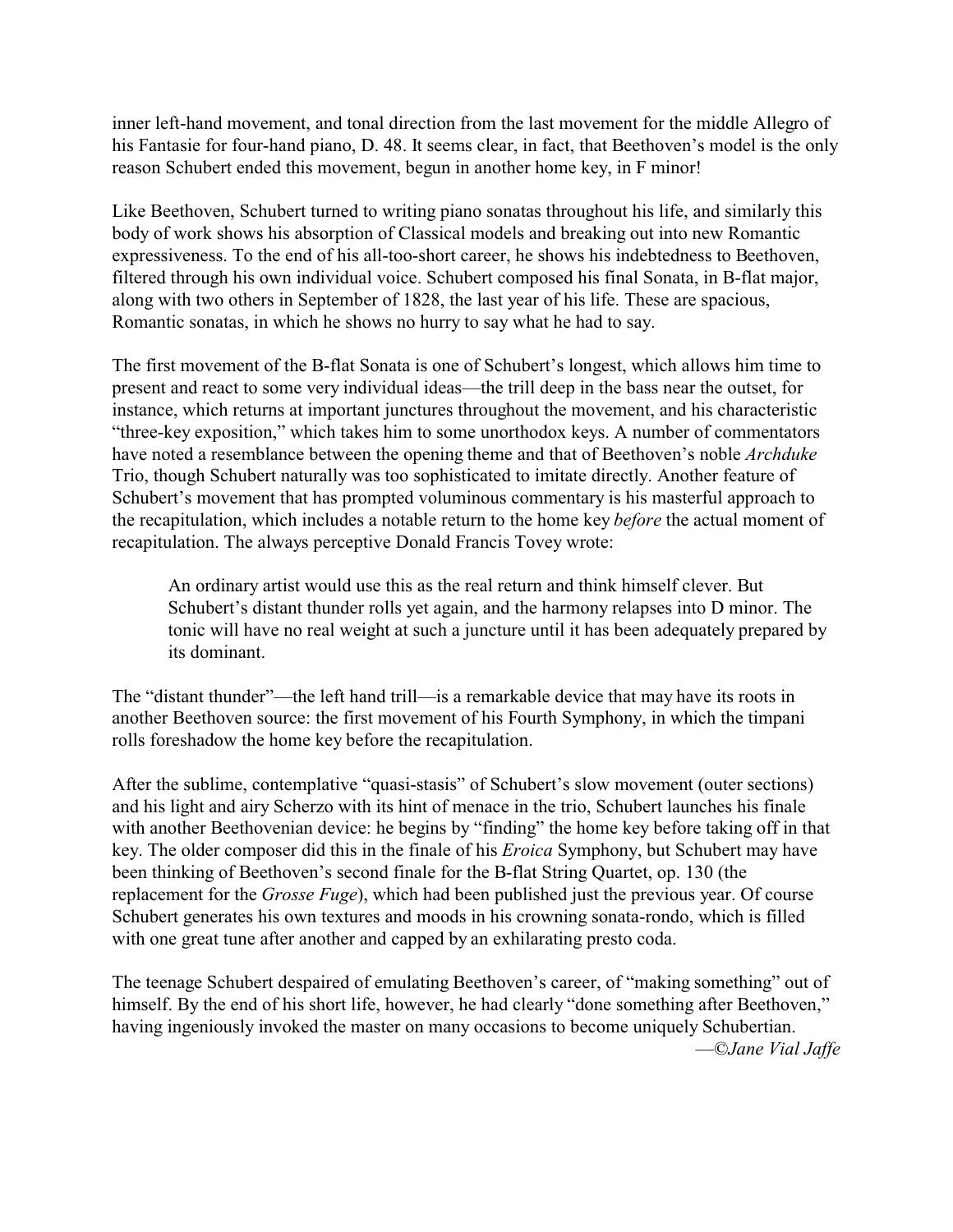inner left-hand movement, and tonal direction from the last movement for the middle Allegro of his Fantasie for four-hand piano, D. 48. It seems clear, in fact, that Beethoven's model is the only reason Schubert ended this movement, begun in another home key, in F minor!

Like Beethoven, Schubert turned to writing piano sonatas throughout his life, and similarly this body of work shows his absorption of Classical models and breaking out into new Romantic expressiveness. To the end of his all-too-short career, he shows his indebtedness to Beethoven, filtered through his own individual voice. Schubert composed his final Sonata, in B-flat major, along with two others in September of 1828, the last year of his life. These are spacious, Romantic sonatas, in which he shows no hurry to say what he had to say.

The first movement of the B-flat Sonata is one of Schubert's longest, which allows him time to present and react to some very individual ideas—the trill deep in the bass near the outset, for instance, which returns at important junctures throughout the movement, and his characteristic "three-key exposition," which takes him to some unorthodox keys. A number of commentators have noted a resemblance between the opening theme and that of Beethoven's noble *Archduke* Trio, though Schubert naturally was too sophisticated to imitate directly. Another feature of Schubert's movement that has prompted voluminous commentary is his masterful approach to the recapitulation, which includes a notable return to the home key *before* the actual moment of recapitulation. The always perceptive Donald Francis Tovey wrote:

> An ordinary artist would use this as the real return and think himself clever. But Schubert's distant thunder rolls yet again, and the harmony relapses into D minor. The tonic will have no real weight at such a juncture until it has been adequately prepared by its dominant.

The "distant thunder"—the left hand trill—is a remarkable device that may have its roots in another Beethoven source: the first movement of his Fourth Symphony, in which the timpani rolls foreshadow the home key before the recapitulation.

After the sublime, contemplative "quasi-stasis" of Schubert's slow movement (outer sections) and his light and airy Scherzo with its hint of menace in the trio, Schubert launches his finale with another Beethovenian device: he begins by "finding" the home key before taking off in that key. The older composer did this in the finale of his *Eroica* Symphony, but Schubert may have been thinking of Beethoven's second finale for the B-flat String Quartet, op. 130 (the replacement for the *Grosse Fuge*), which had been published just the previous year. Of course Schubert generates his own textures and moods in his crowning sonata-rondo, which is filled with one great tune after another and capped by an exhilarating presto coda.

The teenage Schubert despaired of emulating Beethoven's career, of "making something" out of himself. By the end of his short life, however, he had clearly "done something after Beethoven," having ingeniously invoked the master on many occasions to become uniquely Schubertian.

—*©Jane Vial Jaffe*